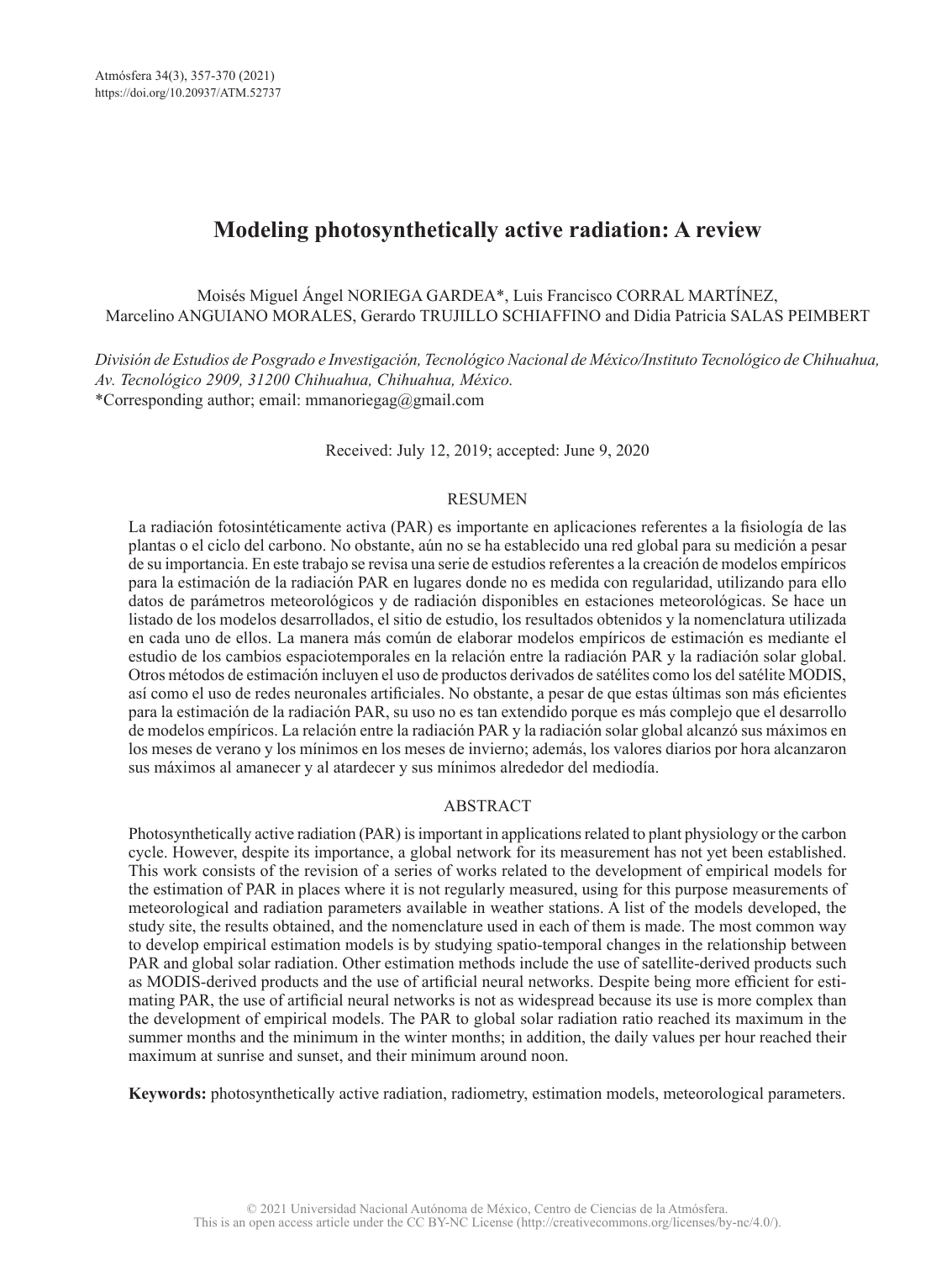# Modeling photosynthetically active radiation: A review

Moisés Miguel Ángel NORIEGA GARDEA*, Luis Francisco CORRAL MARTÍNEZ, Marcelino ANGUIANO MORALES, Gerardo TRUJILLO SCHIAFFINO and Didia Patricia SALAS PEIMBERT

*División de Estudios de Posgrado e Investigación, Tecnológico Nacional de México/Instituto Tecnológico de Chihuahua, Av. Tecnológico 2909, 31200 Chihuahua, Chihuahua, México.*
*Corresponding author; email: mmanoriegag@gmail.com

Received: July 12, 2019; accepted: June 9, 2020

## RESUMEN

La radiación fotosintéticamente activa (PAR) es importante en aplicaciones referentes a la fisiología de las plantas o el ciclo del carbono. No obstante, aún no se ha establecido una red global para su medición a pesar de su importancia. En este trabajo se revisa una serie de estudios referentes a la creación de modelos empíricos para la estimación de la radiación PAR en lugares donde no es medida con regularidad, utilizando para ello datos de parámetros meteorológicos y de radiación disponibles en estaciones meteorológicas. Se hace un listado de los modelos desarrollados, el sitio de estudio, los resultados obtenidos y la nomenclatura utilizada en cada uno de ellos. La manera más común de elaborar modelos empíricos de estimación es mediante el estudio de los cambios espaciotemporales en la relación entre la radiación PAR y la radiación solar global. Otros métodos de estimación incluyen el uso de productos derivados de satélites como los del satélite MODIS, así como el uso de redes neuronales artificiales. No obstante, a pesar de que estas últimas son más eficientes para la estimación de la radiación PAR, su uso no es tan extendido porque es más complejo que el desarrollo de modelos empíricos. La relación entre la radiación PAR y la radiación solar global alcanzó sus máximos en los meses de verano y los mínimos en los meses de invierno; además, los valores diarios por hora alcanzaron sus máximos al amanecer y al atardecer y sus mínimos alrededor del mediodía.

## ABSTRACT

Photosynthetically active radiation (PAR) is important in applications related to plant physiology or the carbon cycle. However, despite its importance, a global network for its measurement has not yet been established. This work consists of the revision of a series of works related to the development of empirical models for the estimation of PAR in places where it is not regularly measured, using for this purpose measurements of meteorological and radiation parameters available in weather stations. A list of the models developed, the study site, the results obtained, and the nomenclature used in each of them is made. The most common way to develop empirical estimation models is by studying spatio-temporal changes in the relationship between PAR and global solar radiation. Other estimation methods include the use of satellite-derived products such as MODIS-derived products and the use of artificial neural networks. Despite being more efficient for estimating PAR, the use of artificial neural networks is not as widespread because its use is more complex than the development of empirical models. The PAR to global solar radiation ratio reached its maximum in the summer months and the minimum in the winter months; in addition, the daily values per hour reached their maximum at sunrise and sunset, and their minimum around noon.

**Keywords:** photosynthetically active radiation, radiometry, estimation models, meteorological parameters.

© 2021 Universidad Nacional Autónoma de México, Centro de Ciencias de la Atmósfera.
This is an open access article under the CC BY-NC License (http://creativecommons.org/licenses/by-nc/4.0/).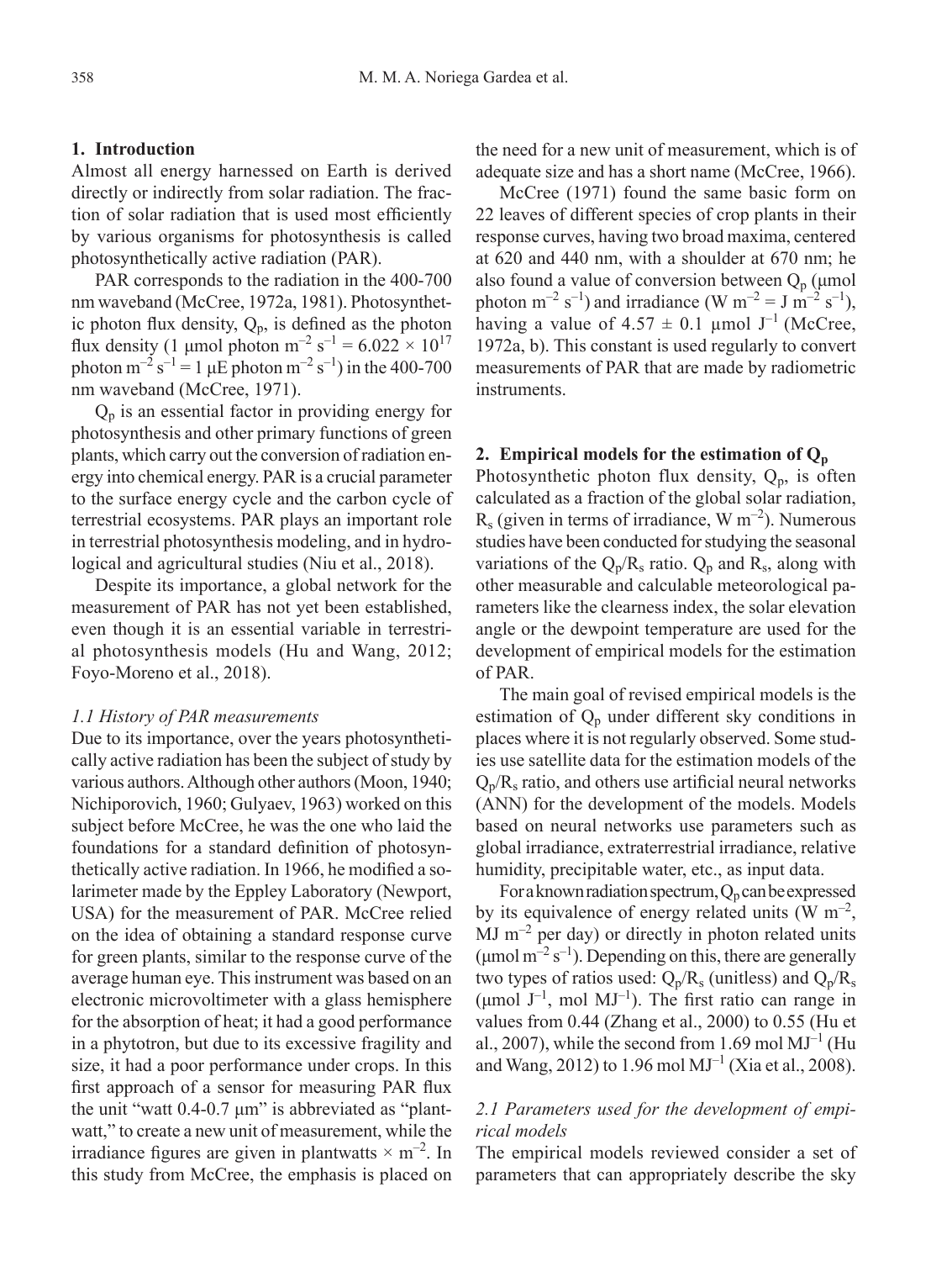## 1. Introduction

Almost all energy harnessed on Earth is derived directly or indirectly from solar radiation. The fraction of solar radiation that is used most efficiently by various organisms for photosynthesis is called photosynthetically active radiation (PAR).

PAR corresponds to the radiation in the 400-700 nm waveband (McCree, 1972a, 1981). Photosynthetic photon flux density, $Q_p$, is defined as the photon flux density (1 μmol photon $m^{-2}$ $s^{-1}$ = $6.022 \times 10^{17}$ photon $m^{-2}$ $s^{-1}$ = 1 μE photon $m^{-2}$ $s^{-1}$) in the 400-700 nm waveband (McCree, 1971).

$Q_p$ is an essential factor in providing energy for photosynthesis and other primary functions of green plants, which carry out the conversion of radiation energy into chemical energy. PAR is a crucial parameter to the surface energy cycle and the carbon cycle of terrestrial ecosystems. PAR plays an important role in terrestrial photosynthesis modeling, and in hydrological and agricultural studies (Niu et al., 2018).

Despite its importance, a global network for the measurement of PAR has not yet been established, even though it is an essential variable in terrestrial photosynthesis models (Hu and Wang, 2012; Foyo-Moreno et al., 2018).

### *1.1 History of PAR measurements*

Due to its importance, over the years photosynthetically active radiation has been the subject of study by various authors. Although other authors (Moon, 1940; Nichiporovich, 1960; Gulyaev, 1963) worked on this subject before McCree, he was the one who laid the foundations for a standard definition of photosynthetically active radiation. In 1966, he modified a solarimeter made by the Eppley Laboratory (Newport, USA) for the measurement of PAR. McCree relied on the idea of obtaining a standard response curve for green plants, similar to the response curve of the average human eye. This instrument was based on an electronic microvoltimeter with a glass hemisphere for the absorption of heat; it had a good performance in a phytotron, but due to its excessive fragility and size, it had a poor performance under crops. In this first approach of a sensor for measuring PAR flux the unit "watt 0.4-0.7 μm" is abbreviated as "plantwatt," to create a new unit of measurement, while the irradiance figures are given in plantwatts × $m^{-2}$. In this study from McCree, the emphasis is placed on the need for a new unit of measurement, which is of adequate size and has a short name (McCree, 1966).

McCree (1971) found the same basic form on 22 leaves of different species of crop plants in their response curves, having two broad maxima, centered at 620 and 440 nm, with a shoulder at 670 nm; he also found a value of conversion between $Q_p$ (μmol photon $m^{-2}$ $s^{-1}$) and irradiance (W $m^{-2}$ = J $m^{-2}$ $s^{-1}$), having a value of 4.57 ± 0.1 μmol $J^{-1}$ (McCree, 1972a, b). This constant is used regularly to convert measurements of PAR that are made by radiometric instruments.

## 2. Empirical models for the estimation of $Q_p$

Photosynthetic photon flux density, $Q_p$, is often calculated as a fraction of the global solar radiation, $R_s$ (given in terms of irradiance, W $m^{-2}$). Numerous studies have been conducted for studying the seasonal variations of the $Q_p/R_s$ ratio. $Q_p$ and $R_s$, along with other measurable and calculable meteorological parameters like the clearness index, the solar elevation angle or the dewpoint temperature are used for the development of empirical models for the estimation of PAR.

The main goal of revised empirical models is the estimation of $Q_p$ under different sky conditions in places where it is not regularly observed. Some studies use satellite data for the estimation models of the $Q_p/R_s$ ratio, and others use artificial neural networks (ANN) for the development of the models. Models based on neural networks use parameters such as global irradiance, extraterrestrial irradiance, relative humidity, precipitable water, etc., as input data.

For a known radiation spectrum, $Q_p$ can be expressed by its equivalence of energy related units (W $m^{-2}$, MJ $m^{-2}$ per day) or directly in photon related units (μmol $m^{-2}$ $s^{-1}$). Depending on this, there are generally two types of ratios used: $Q_p/R_s$ (unitless) and $Q_p/R_s$ (μmol $J^{-1}$, mol $MJ^{-1}$). The first ratio can range in values from 0.44 (Zhang et al., 2000) to 0.55 (Hu et al., 2007), while the second from 1.69 mol $MJ^{-1}$ (Hu and Wang, 2012) to 1.96 mol $MJ^{-1}$ (Xia et al., 2008).

### *2.1 Parameters used for the development of empirical models*

The empirical models reviewed consider a set of parameters that can appropriately describe the sky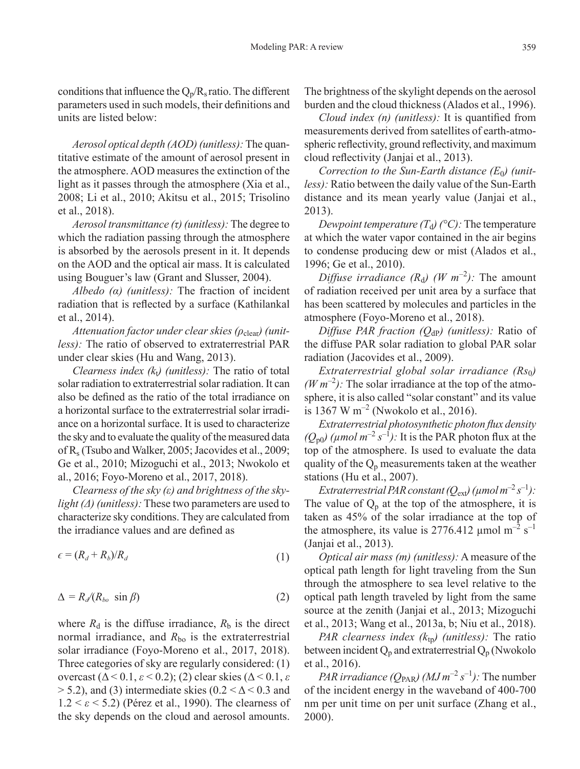conditions that influence the $Q_p/R_s$ ratio. The different parameters used in such models, their definitions and units are listed below:

*Aerosol optical depth (AOD) (unitless):* The quantitative estimate of the amount of aerosol present in the atmosphere. AOD measures the extinction of the light as it passes through the atmosphere (Xia et al., 2008; Li et al., 2010; Akitsu et al., 2015; Trisolino et al., 2018).

*Aerosol transmittance (τ) (unitless):* The degree to which the radiation passing through the atmosphere is absorbed by the aerosols present in it. It depends on the AOD and the optical air mass. It is calculated using Bouguer's law (Grant and Slusser, 2004).

*Albedo (α) (unitless):* The fraction of incident radiation that is reflected by a surface (Kathilankal et al., 2014).

*Attenuation factor under clear skies ($\rho_{clear}$) (unitless):* The ratio of observed to extraterrestrial PAR under clear skies (Hu and Wang, 2013).

*Clearness index ($k_t$) (unitless):* The ratio of total solar radiation to extraterrestrial solar radiation. It can also be defined as the ratio of the total irradiance on a horizontal surface to the extraterrestrial solar irradiance on a horizontal surface. It is used to characterize the sky and to evaluate the quality of the measured data of $R_s$ (Tsubo and Walker, 2005; Jacovides et al., 2009; Ge et al., 2010; Mizoguchi et al., 2013; Nwokolo et al., 2016; Foyo-Moreno et al., 2017, 2018).

*Clearness of the sky (ε) and brightness of the skylight (Δ) (unitless):* These two parameters are used to characterize sky conditions. They are calculated from the irradiance values and are defined as

$$\epsilon = (R_d + R_b)/R_d \tag{1}$$

$$\Delta = R_d/(R_{bo} \sin \beta) \tag{2}$$

where $R_d$ is the diffuse irradiance, $R_b$ is the direct normal irradiance, and $R_{bo}$ is the extraterrestrial solar irradiance (Foyo-Moreno et al., 2017, 2018). Three categories of sky are regularly considered: (1) overcast ($\Delta < 0.1$, $\varepsilon < 0.2$); (2) clear skies ($\Delta < 0.1$, $\varepsilon > 5.2$), and (3) intermediate skies ($0.2 < \Delta < 0.3$ and $1.2 < \varepsilon < 5.2$) (Pérez et al., 1990). The clearness of the sky depends on the cloud and aerosol amounts. The brightness of the skylight depends on the aerosol burden and the cloud thickness (Alados et al., 1996).

*Cloud index (n) (unitless):* It is quantified from measurements derived from satellites of earth-atmospheric reflectivity, ground reflectivity, and maximum cloud reflectivity (Janjai et al., 2013).

*Correction to the Sun-Earth distance ($E_0$) (unitless):* Ratio between the daily value of the Sun-Earth distance and its mean yearly value (Janjai et al., 2013).

*Dewpoint temperature ($T_d$) (°C):* The temperature at which the water vapor contained in the air begins to condense producing dew or mist (Alados et al., 1996; Ge et al., 2010).

*Diffuse irradiance ($R_d$) ($W\ m^{-2}$):* The amount of radiation received per unit area by a surface that has been scattered by molecules and particles in the atmosphere (Foyo-Moreno et al., 2018).

*Diffuse PAR fraction ($Q_{dP}$) (unitless):* Ratio of the diffuse PAR solar radiation to global PAR solar radiation (Jacovides et al., 2009).

*Extraterrestrial global solar irradiance ($Rs_0$) ($W\ m^{-2}$):* The solar irradiance at the top of the atmosphere, it is also called "solar constant" and its value is 1367 W $m^{-2}$ (Nwokolo et al., 2016).

*Extraterrestrial photosynthetic photon flux density ($Q_{p0}$) ($\mu mol\ m^{-2}\ s^{-1}$):* It is the PAR photon flux at the top of the atmosphere. Is used to evaluate the data quality of the $Q_p$ measurements taken at the weather stations (Hu et al., 2007).

*Extraterrestrial PAR constant ($Q_{ext}$) ($\mu mol\ m^{-2}\ s^{-1}$):* The value of $Q_p$ at the top of the atmosphere, it is taken as 45% of the solar irradiance at the top of the atmosphere, its value is 2776.412 μmol $m^{-2}$ $s^{-1}$ (Janjai et al., 2013).

*Optical air mass (m) (unitless):* A measure of the optical path length for light traveling from the Sun through the atmosphere to sea level relative to the optical path length traveled by light from the same source at the zenith (Janjai et al., 2013; Mizoguchi et al., 2013; Wang et al., 2013a, b; Niu et al., 2018).

*PAR clearness index ($k_{tp}$) (unitless):* The ratio between incident $Q_p$ and extraterrestrial $Q_p$ (Nwokolo et al., 2016).

*PAR irradiance ($Q_{PAR}$) ($MJ\ m^{-2}\ s^{-1}$):* The number of the incident energy in the waveband of 400-700 nm per unit time on per unit surface (Zhang et al., 2000).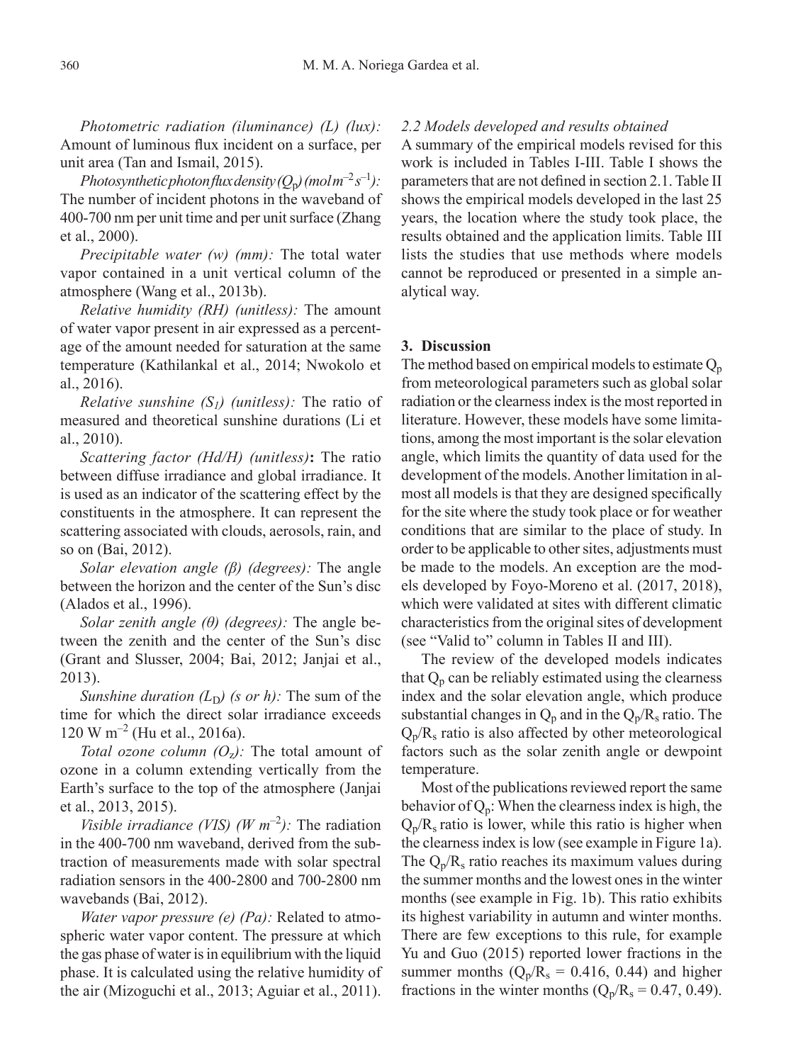*Photometric radiation (iluminance) (L) (lux):* Amount of luminous flux incident on a surface, per unit area (Tan and Ismail, 2015).

*Photosynthetic photon flux density ($Q_p$) (mol $m^{-2}$ $s^{-1}$):* The number of incident photons in the waveband of 400-700 nm per unit time and per unit surface (Zhang et al., 2000).

*Precipitable water (w) (mm):* The total water vapor contained in a unit vertical column of the atmosphere (Wang et al., 2013b).

*Relative humidity (RH) (unitless):* The amount of water vapor present in air expressed as a percentage of the amount needed for saturation at the same temperature (Kathilankal et al., 2014; Nwokolo et al., 2016).

*Relative sunshine ($S_1$) (unitless):* The ratio of measured and theoretical sunshine durations (Li et al., 2010).

*Scattering factor (Hd/H) (unitless)***:** The ratio between diffuse irradiance and global irradiance. It is used as an indicator of the scattering effect by the constituents in the atmosphere. It can represent the scattering associated with clouds, aerosols, rain, and so on (Bai, 2012).

*Solar elevation angle (β) (degrees):* The angle between the horizon and the center of the Sun's disc (Alados et al., 1996).

*Solar zenith angle (θ) (degrees):* The angle between the zenith and the center of the Sun's disc (Grant and Slusser, 2004; Bai, 2012; Janjai et al., 2013).

*Sunshine duration ($L_D$) (s or h):* The sum of the time for which the direct solar irradiance exceeds 120 W $m^{-2}$ (Hu et al., 2016a).

*Total ozone column ($O_z$):* The total amount of ozone in a column extending vertically from the Earth's surface to the top of the atmosphere (Janjai et al., 2013, 2015).

*Visible irradiance (VIS) (W $m^{-2}$):* The radiation in the 400-700 nm waveband, derived from the subtraction of measurements made with solar spectral radiation sensors in the 400-2800 and 700-2800 nm wavebands (Bai, 2012).

*Water vapor pressure (e) (Pa):* Related to atmospheric water vapor content. The pressure at which the gas phase of water is in equilibrium with the liquid phase. It is calculated using the relative humidity of the air (Mizoguchi et al., 2013; Aguiar et al., 2011).

### *2.2 Models developed and results obtained*

A summary of the empirical models revised for this work is included in Tables I-III. Table I shows the parameters that are not defined in section 2.1. Table II shows the empirical models developed in the last 25 years, the location where the study took place, the results obtained and the application limits. Table III lists the studies that use methods where models cannot be reproduced or presented in a simple analytical way.

## 3. Discussion

The method based on empirical models to estimate $Q_p$ from meteorological parameters such as global solar radiation or the clearness index is the most reported in literature. However, these models have some limitations, among the most important is the solar elevation angle, which limits the quantity of data used for the development of the models. Another limitation in almost all models is that they are designed specifically for the site where the study took place or for weather conditions that are similar to the place of study. In order to be applicable to other sites, adjustments must be made to the models. An exception are the models developed by Foyo-Moreno et al. (2017, 2018), which were validated at sites with different climatic characteristics from the original sites of development (see "Valid to" column in Tables II and III).

The review of the developed models indicates that $Q_p$ can be reliably estimated using the clearness index and the solar elevation angle, which produce substantial changes in $Q_p$ and in the $Q_p/R_s$ ratio. The $Q_p/R_s$ ratio is also affected by other meteorological factors such as the solar zenith angle or dewpoint temperature.

Most of the publications reviewed report the same behavior of $Q_p$: When the clearness index is high, the $Q_p/R_s$ ratio is lower, while this ratio is higher when the clearness index is low (see example in Figure 1a). The $Q_p/R_s$ ratio reaches its maximum values during the summer months and the lowest ones in the winter months (see example in Fig. 1b). This ratio exhibits its highest variability in autumn and winter months. There are few exceptions to this rule, for example Yu and Guo (2015) reported lower fractions in the summer months ($Q_p/R_s$ = 0.416, 0.44) and higher fractions in the winter months ($Q_p/R_s$ = 0.47, 0.49).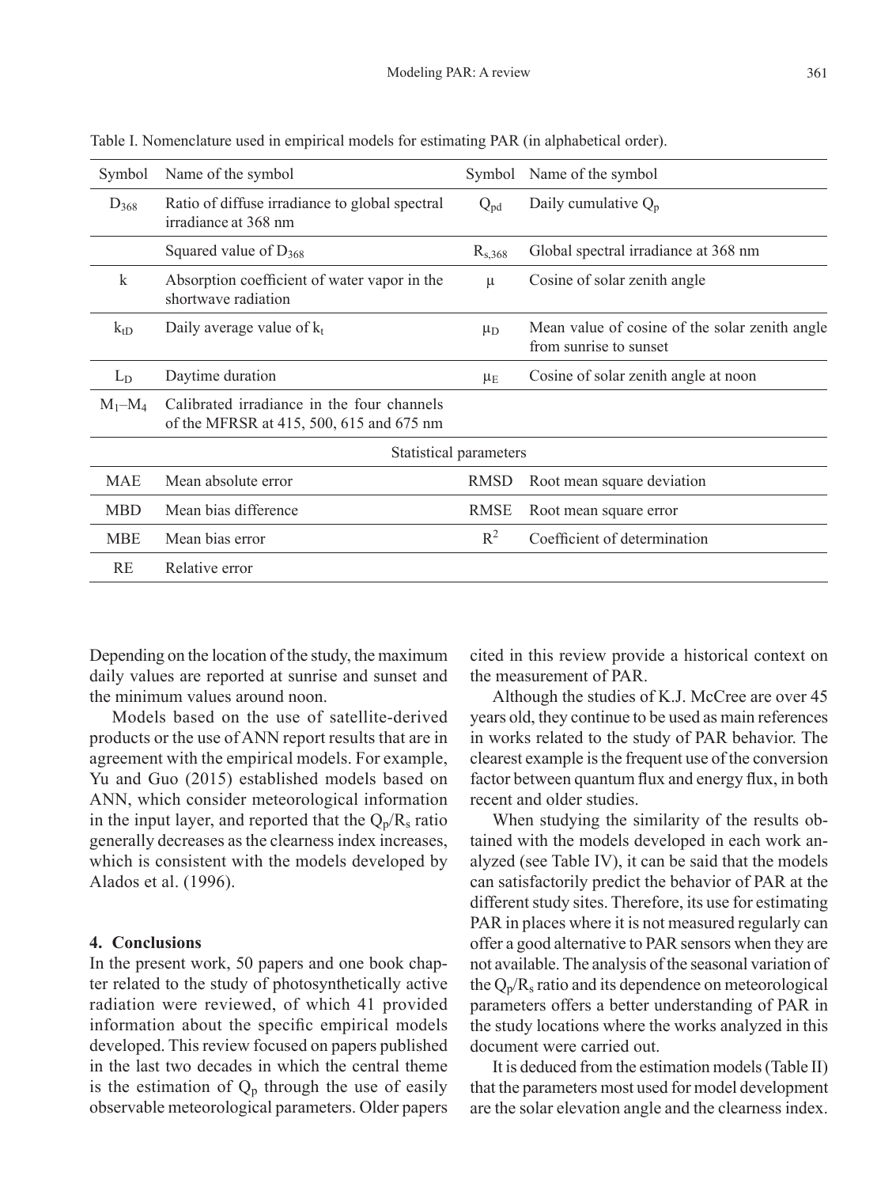Table I. Nomenclature used in empirical models for estimating PAR (in alphabetical order).

| Symbol | Name of the symbol | Symbol | Name of the symbol |
|---|---|---|---|
| $D_{368}$ | Ratio of diffuse irradiance to global spectral irradiance at 368 nm | $Q_{pd}$ | Daily cumulative $Q_p$ |
| | Squared value of $D_{368}$ | $R_{s,368}$ | Global spectral irradiance at 368 nm |
| k | Absorption coefficient of water vapor in the shortwave radiation | $\mu$ | Cosine of solar zenith angle |
| $k_{tD}$ | Daily average value of $k_t$ | $\mu_D$ | Mean value of cosine of the solar zenith angle from sunrise to sunset |
| $L_D$ | Daytime duration | $\mu_E$ | Cosine of solar zenith angle at noon |
| $M_1$–$M_4$ | Calibrated irradiance in the four channels of the MFRSR at 415, 500, 615 and 675 nm | | |
| | Statistical parameters | | |
| MAE | Mean absolute error | RMSD | Root mean square deviation |
| MBD | Mean bias difference | RMSE | Root mean square error |
| MBE | Mean bias error | $R^2$ | Coefficient of determination |
| RE | Relative error | | |

Depending on the location of the study, the maximum daily values are reported at sunrise and sunset and the minimum values around noon.

Models based on the use of satellite-derived products or the use of ANN report results that are in agreement with the empirical models. For example, Yu and Guo (2015) established models based on ANN, which consider meteorological information in the input layer, and reported that the $Q_p/R_s$ ratio generally decreases as the clearness index increases, which is consistent with the models developed by Alados et al. (1996).

## 4. Conclusions

In the present work, 50 papers and one book chapter related to the study of photosynthetically active radiation were reviewed, of which 41 provided information about the specific empirical models developed. This review focused on papers published in the last two decades in which the central theme is the estimation of $Q_p$ through the use of easily observable meteorological parameters. Older papers cited in this review provide a historical context on the measurement of PAR.

Although the studies of K.J. McCree are over 45 years old, they continue to be used as main references in works related to the study of PAR behavior. The clearest example is the frequent use of the conversion factor between quantum flux and energy flux, in both recent and older studies.

When studying the similarity of the results obtained with the models developed in each work analyzed (see Table IV), it can be said that the models can satisfactorily predict the behavior of PAR at the different study sites. Therefore, its use for estimating PAR in places where it is not measured regularly can offer a good alternative to PAR sensors when they are not available. The analysis of the seasonal variation of the $Q_p/R_s$ ratio and its dependence on meteorological parameters offers a better understanding of PAR in the study locations where the works analyzed in this document were carried out.

It is deduced from the estimation models (Table II) that the parameters most used for model development are the solar elevation angle and the clearness index.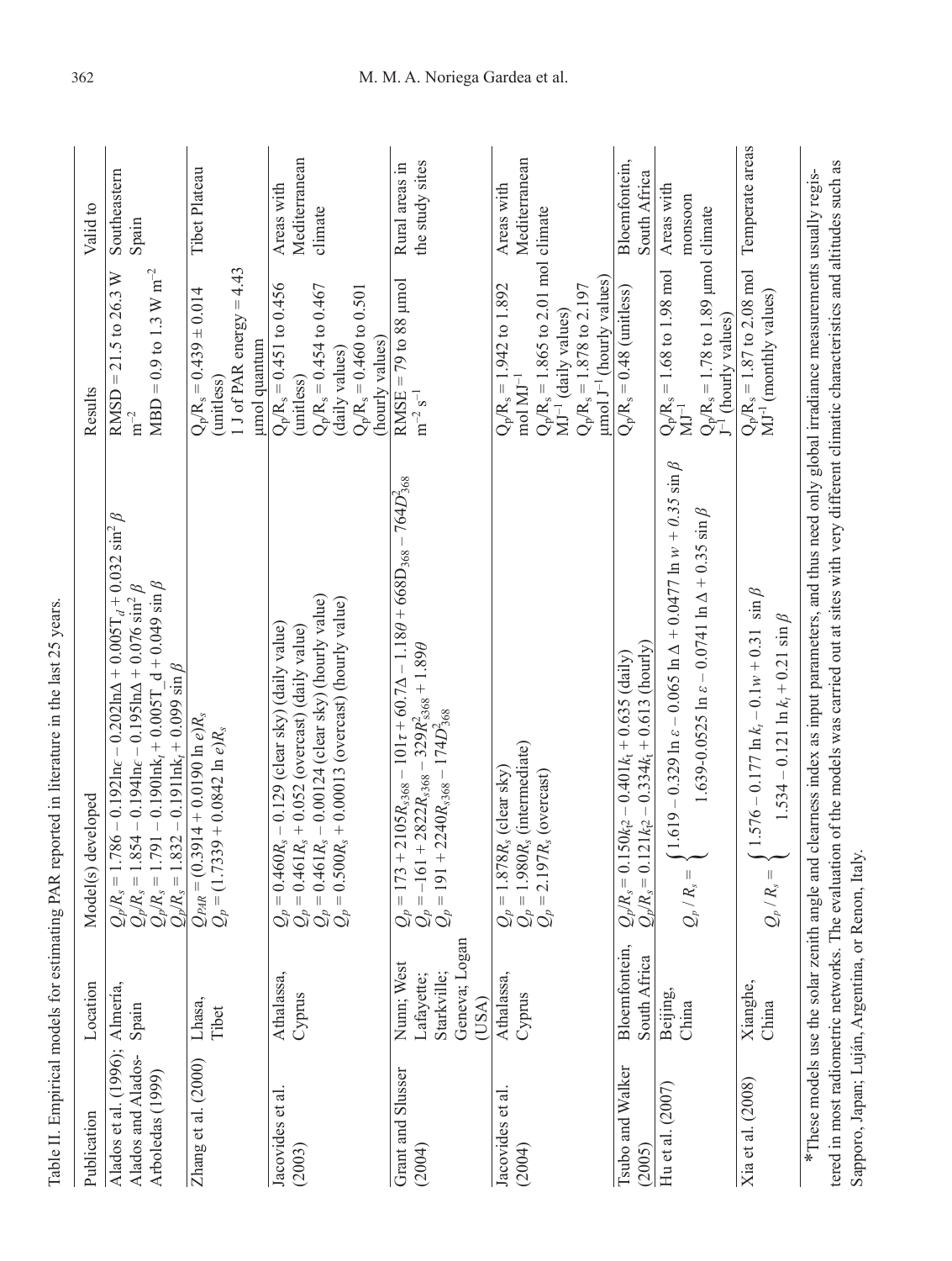Table II. Empirical models for estimating PAR reported in literature in the last 25 years.

| Publication | Location | Model(s) developed | Results | Valid to |
|---|---|---|---|---|
| Alados et al. (1996); Alados and Alados-Arboledas (1999) | Almería, Spain | $Q_p/R_s = 1.786 - 0.192\ln\epsilon - 0.202\ln\Delta + 0.005T_d + 0.032\sin^2\beta$<br>$Q_p/R_s = 1.854 - 0.194\ln\epsilon - 0.195\ln\Delta + 0.076\sin^2\beta$<br>$Q_p/R_s = 1.791 - 0.190\ln k_t + 0.005T\_d + 0.049\sin\beta$<br>$Q_p/R_s = 1.832 - 0.191\ln k_t + 0.099\sin\beta$ | RMSD = 21.5 to 26.3 W $m^{-2}$<br>MBD = 0.9 to 1.3 W $m^{-2}$ | Southeastern Spain |
| Zhang et al. (2000) | Lhasa, Tibet | $Q_{PAR} = (0.3914 + 0.0190\ln e)R_s$<br>$Q_p = (1.7339 + 0.0842\ln e)R_s$ | $Q_p/R_s = 0.439 \pm 0.014$ (unitless)<br>1 J of PAR energy = 4.43 µmol quantum | Tibet Plateau |
| Jacovides et al. (2003) | Athalassa, Cyprus | $Q_p = 0.460R_s - 0.129$ (clear sky) (daily value)<br>$Q_p = 0.461R_s + 0.052$ (overcast) (daily value)<br>$Q_p = 0.461R_s - 0.00124$ (clear sky) (hourly value)<br>$Q_p = 0.500R_s + 0.00013$ (overcast) (hourly value) | $Q_p/R_s = 0.451$ to 0.456 (unitless)<br>$Q_p/R_s = 0.454$ to 0.467 (daily values)<br>$Q_p/R_s = 0.460$ to 0.501 (hourly values) | Areas with Mediterranean climate |
| Grant and Slusser (2004) | Nunn; West Lafayette; Starkville; Geneva; Logan (USA) | $Q_p = 173 + 2105R_{s,368} - 101\tau + 60.7\Delta - 1.18\theta + 668D_{368} - 764D^2_{368}$<br>$Q_p = -161 + 2822R_{s,368} - 329R^2_{s368} + 1.89\theta$<br>$Q_p = 191 + 2240R_{s,368} - 174D^2_{368}$ | RMSE = 79 to 88 µmol $m^{-2}\,s^{-1}$ | Rural areas in the study sites |
| Jacovides et al. (2004) | Athalassa, Cyprus | $Q_p = 1.878R_s$ (clear sky)<br>$Q_p = 1.980R_s$ (intermediate)<br>$Q_p = 2.197R_s$ (overcast) | $Q_p/R_s = 1.942$ to 1.892 mol $MJ^{-1}$<br>$Q_p/R_s = 1.865$ to 2.01 mol $MJ^{-1}$ (daily values)<br>$Q_p/R_s = 1.878$ to 2.197 µmol $J^{-1}$ (hourly values) | Areas with Mediterranean climate |
| Tsubo and Walker (2005) | Bloemfontein, South Africa | $Q_p/R_s = 0.150k_{t2} - 0.401k_t + 0.635$ (daily)<br>$Q_p/R_s = 0.121k_{t2} - 0.334k_t + 0.613$ (hourly) | $Q_p/R_s = 0.48$ (unitless) | Bloemfontein, South Africa |
| Hu et al. (2007) | Beijing, China | $Q_p/R_s = \begin{cases} 1.619 - 0.329\ln\varepsilon - 0.065\ln\Delta + 0.0477\ln w + 0.35\sin\beta \\ 1.639 - 0.0525\ln\varepsilon - 0.0741\ln\Delta + 0.35\sin\beta \end{cases}$ | $Q_p/R_s = 1.68$ to 1.98 mol $MJ^{-1}$<br>$Q_p/R_s = 1.78$ to 1.89 µmol $J^{-1}$ (hourly values) | Areas with monsoon climate |
| Xia et al. (2008) | Xianghe, China | $Q_p/R_s = \begin{cases} 1.576 - 0.177\ln k_t - 0.1w + 0.31\sin\beta \\ 1.534 - 0.121\ln k_t + 0.21\sin\beta \end{cases}$ | $Q_p/R_s = 1.87$ to 2.08 mol $MJ^{-1}$ (monthly values) | Temperate areas |

*These models use the solar zenith angle and clearness index as input parameters, and thus need only global irradiance measurements usually registered in most radiometric networks. The evaluation of the models was carried out at sites with very different climatic characteristics and altitudes such as Sapporo, Japan; Luján, Argentina, or Renon, Italy.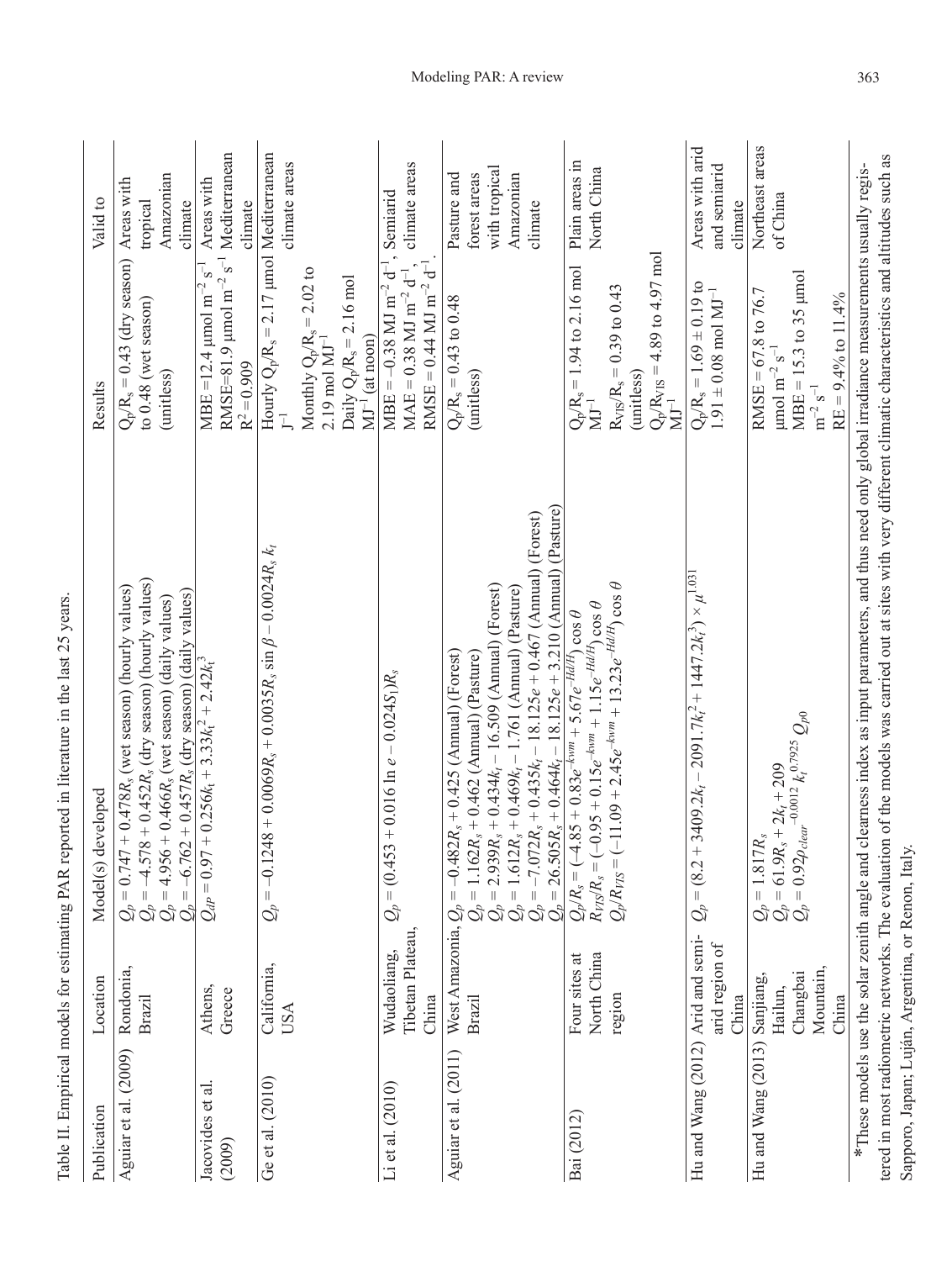Table II. Empirical models for estimating PAR reported in literature in the last 25 years.

| Publication | Location | Model(s) developed | Results | Valid to |
|---|---|---|---|---|
| Aguiar et al. (2009) | Rondonia, Brazil | $Q_p = 0.747 + 0.478R_s$ (wet season) (hourly values)<br>$Q_p = -4.578 + 0.452R_s$ (dry season) (hourly values)<br>$Q_p = -4.956 + 0.466R_s$ (wet season) (daily values)<br>$Q_p = -6.762 + 0.457R_s$ (dry season) (daily values) | $Q_p/R_s = 0.43$ (dry season) to 0.48 (wet season) (unitless) | Areas with tropical Amazonian climate |
| Jacovides et al. (2009) | Athens, Greece | $Q_{dP} = 0.97 + 0.256k_t + 3.33k_t^2 + 2.42k_t^3$ | MBE =12.4 μmol $m^{-2}$ $s^{-1}$ RMSE=81.9 μmol $m^{-2}$ $s^{-1}$ $R^2 = 0.909$ | Areas with Mediterranean climate |
| Ge et al. (2010) | California, USA | $Q_p = -0.1248 + 0.0069R_s + 0.0035R_s \sin\beta - 0.0024R_s\, k_t$ | Hourly $Q_p/R_s = 2.17$ μmol $J^{-1}$<br>Monthly $Q_p/R_s = 2.02$ to 2.19 mol $MJ^{-1}$<br>Daily $Q_p/R_s = 2.16$ mol $MJ^{-1}$ (at noon) | Mediterranean climate areas |
| Li et al. (2010) | Wudaoliang, Tibetan Plateau, China | $Q_p = (0.453 + 0.016 \ln e - 0.024S)R_s$ | MBE = –0.38 MJ $m^{-2}$ $d^{-1}$, MAE = 0.38 MJ $m^{-2}$ $d^{-1}$, RMSE = 0.44 MJ $m^{-2}$ $d^{-1}$. | Semiarid climate areas |
| Aguiar et al. (2011) | West Amazonia, Brazil | $Q_p = -0.482R_s + 0.425$ (Annual) (Forest)<br>$Q_p = 1.162R_s + 0.462$ (Annual) (Pasture)<br>$Q_p = 2.939R_s + 0.434k_t - 16.509$ (Annual) (Forest)<br>$Q_p = 1.612R_s + 0.469k_t - 1.761$ (Annual) (Pasture)<br>$Q_p = -7.072R_s + 0.435k_t - 18.125e + 0.467$ (Annual) (Forest)<br>$Q_p = 26.505R_s + 0.464k_t - 18.125e + 3.210$ (Annual) (Pasture) | $Q_p/R_s = 0.43$ to 0.48 (unitless) | Pasture and forest areas with tropical Amazonian climate |
| Bai (2012) | Four sites at North China region | $Q_p/R_s = (-4.85 + 0.83e^{-kwm} + 5.67e^{-Hd/H}) \cos\theta$<br>$R_{VIS}/R_s = (-0.95 + 0.15e^{-kwm} + 1.15e^{-Hd/H}) \cos\theta$<br>$Q_p/R_{VIS} = (-11.09 + 2.45e^{-kwm} + 13.23e^{-Hd/H}) \cos\theta$ | $Q_p/R_s = 1.94$ to 2.16 mol $MJ^{-1}$<br>$R_{VIS}/R_s = 0.39$ to 0.43 (unitless)<br>$Q_p/R_{VIS} = 4.89$ to 4.97 mol $MJ^{-1}$ | Plain areas in North China |
| Hu and Wang (2012) | Arid and semi-arid region of China | $Q_p = (8.2 + 3409.2k_t - 2091.7k_t^2 + 1447.2k_t^3) \times \mu^{1.031}$ | $Q_p/R_s = 1.69 \pm 0.19$ to $1.91 \pm 0.08$ mol $MJ^{-1}$ | Areas with arid and semiarid climate |
| Hu and Wang (2013)* | Sanjiang, Hailun, Changbai Mountain, China | $Q_p = 1.817R_s$<br>$Q_p = 61.9R_s + 2k_t + 209$<br>$Q_p = 0.92\rho_{clear}^{-0.0012} k_t^{0.7925} Q_{p0}$ | RMSE = 67.8 to 76.7 μmol $m^{-2}$ $s^{-1}$<br>MBE = 15.3 to 35 μmol $m^{-2}$ $s^{-1}$<br>RE = 9.4% to 11.4% | Northeast areas of China |

*These models use the solar zenith angle and clearness index as input parameters, and thus need only global irradiance measurements usually registered in most radiometric networks. The evaluation of the models was carried out at sites with very different climatic characteristics and altitudes such as Sapporo, Japan; Luján, Argentina, or Renon, Italy.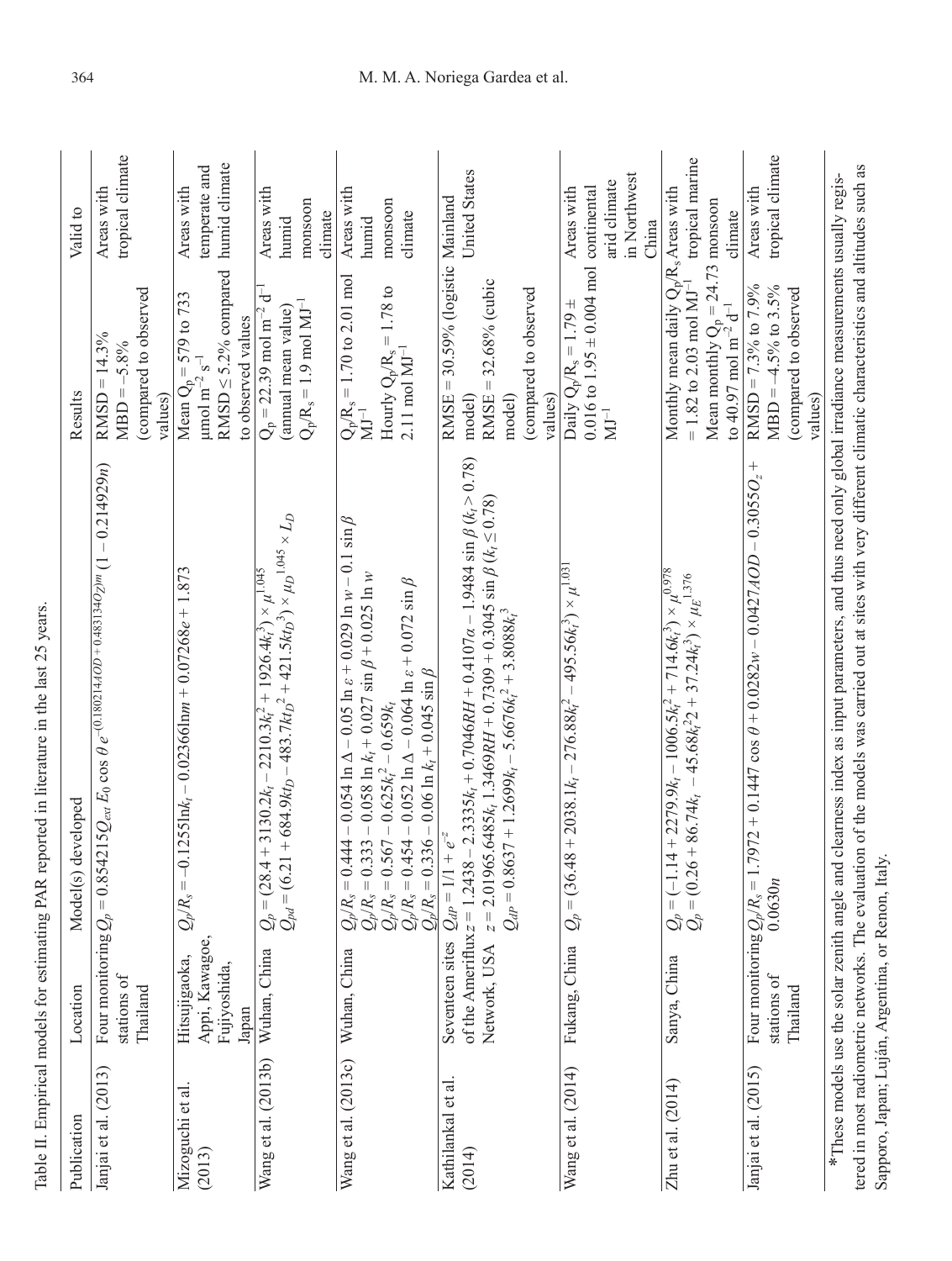Table II. Empirical models for estimating PAR reported in literature in the last 25 years.

| Publication | Location | Model(s) developed | Results | Valid to |
|---|---|---|---|---|
| Janjai et al. (2013) | Four monitoring stations of Thailand | $Q_p = 0.854215 Q_{ext} E_0 \cos\theta\, e^{-0.180214AOD + 0.483134O_Z)m} (1 - 0.214929n)$ | RMSD = 14.3% MBD = −5.8% (compared to observed values) | Areas with tropical climate |
| Mizoguchi et al. (2013) | Hitsujigaoka, Appi, Kawagoe, Fujiyoshida, Japan | $Q_p/R_s = -0.1255\ln k_t - 0.02366\ln m + 0.07268e + 1.873$ | Mean $Q_p$ = 579 to 733 $\mu$mol m$^{-2}$ s$^{-1}$ RMSD ≤ 5.2% compared to observed values | Areas with temperate and humid climate |
| Wang et al. (2013b) | Wuhan, China | $Q_p = (28.4 + 3130.2k_t - 2210.3k_t^2 + 1926.4k_t^3) \times \mu^{1.045}$ <br> $Q_{pd} = (6.21 + 684.9k_{tD} - 483.7k_{tD}^2 + 421.5k_{tD}^3) \times \mu_D^{1.045} \times L_D$ | $Q_p$ = 22.39 mol m$^{-2}$ d$^{-1}$ (annual mean value) $Q_p/R_s$ = 1.9 mol MJ$^{-1}$ | Areas with humid monsoon climate |
| Wang et al. (2013c) | Wuhan, China | $Q_p/R_s = 0.444 - 0.054\ln\Delta - 0.05\ln\varepsilon + 0.029\ln w - 0.1\sin\beta$ <br> $Q_p/R_s = 0.333 - 0.058\ln k_t + 0.027\sin\beta + 0.025\ln w$ <br> $Q_p/R_s = 0.567 - 0.625k_t^2 - 0.659k_t$ <br> $Q_p/R_s = 0.454 - 0.052\ln\Delta - 0.064\ln\varepsilon + 0.072\sin\beta$ <br> $Q_p/R_s = 0.336 - 0.06\ln k_t + 0.045\sin\beta$ | $Q_p/R_s$ = 1.70 to 2.01 mol MJ$^{-1}$ Hourly $Q_p/R_s$ = 1.78 to 2.11 mol MJ$^{-1}$ | Areas with humid monsoon climate |
| Kathilankal et al. (2014) | Seventeen sites of the Ameriflux Network, USA | $Q_{dP} = 1/1 + e^{z}$ <br> $z = 1.2438 - 2.3335k_t + 0.7046RH + 0.4107\alpha - 1.9484\sin\beta\ (k_t > 0.78)$ <br> $z = 2.01965.6485k_t\ 1.3469RH + 0.7309 + 0.3045\sin\beta\ (k_t \leq 0.78)$ <br> $Q_{dP} = 0.8637 + 1.2699k_t - 5.6676k_t^2 + 3.8088k_t^3$ | RMSE = 30.59% (logistic model) RMSE = 32.68% (cubic model) (compared to observed values) | Mainland United States |
| Wang et al. (2014) | Fukang, China | $Q_p = (36.48 + 2038.1k_t - 276.88k_t^2 - 495.56k_t^3) \times \mu^{1.031}$ | Daily $Q_p/R_s$ = 1.79 ± 0.016 to 1.95 ± 0.004 mol MJ$^{-1}$ | Areas with continental arid climate in Northwest China |
| Zhu et al. (2014) | Sanya, China | $Q_p = (-1.14 + 2279.9k_t - 1006.5k_t^2 + 714.6k_t^3) \times \mu^{0.978}$ <br> $Q_p = (0.26 + 86.74k_t - 45.68k_t 2 + 37.24k_t^3) \times \mu_E^{1.376}$ | Monthly mean daily $Q_p/R_s$ = 1.82 to 2.03 mol MJ$^{-1}$ Mean monthly $Q_p$ = 24.73 to 40.97 mol m$^{-2}$ d$^{-1}$ | Areas with tropical marine monsoon climate |
| Janjai et al. (2015) | Four monitoring stations of Thailand | $Q_p/R_s = 1.7972 + 0.1447\cos\theta + 0.0282w - 0.0427AOD - 0.3055O_Z + 0.0630n$ | RMSD = 7.3% to 7.9% MBD = −4.5% to 3.5% (compared to observed values) | Areas with tropical climate |

*These models use the solar zenith angle and clearness index as input parameters, and thus need only global irradiance measurements usually registered in most radiometric networks. The evaluation of the models was carried out at sites with very different climatic characteristics and altitudes such as Sapporo, Japan; Luján, Argentina, or Renon, Italy.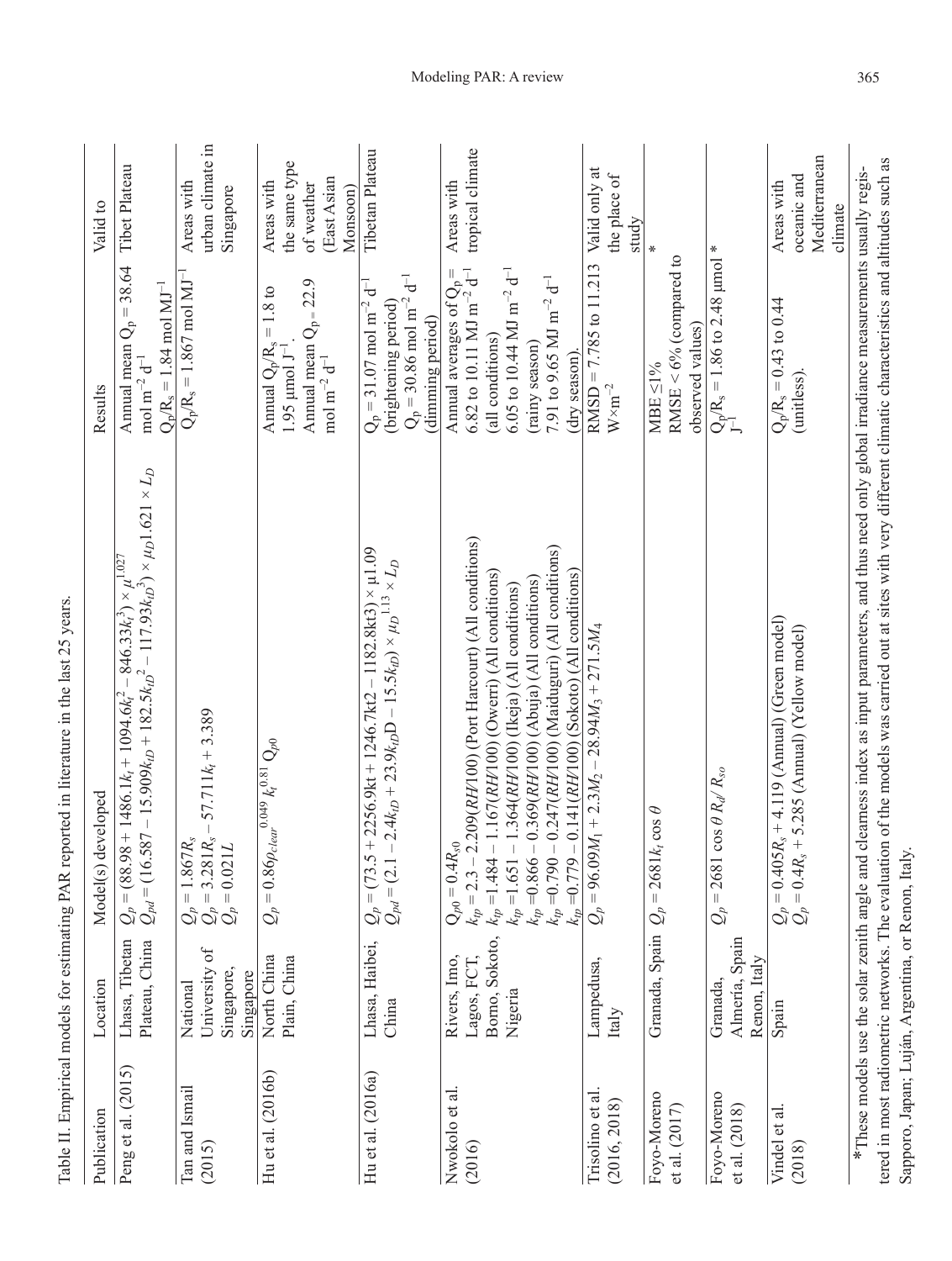Table II. Empirical models for estimating PAR reported in literature in the last 25 years.

| Publication | Location | Model(s) developed | Results | Valid to |
|---|---|---|---|---|
| Peng et al. (2015) | Lhasa, Tibetan Plateau, China | $Q_p = (88.98 + 1486.1k_t + 1094.6k_t^2 - 846.33k_t^3) \times \mu^{1.027}$ <br> $Q_{pd} = (16.587 - 15.909k_{tD} + 182.5k_{tD}^2 - 117.93k_{tD}^3) \times \mu_D 1.621 \times L_D$ | Annual mean $Q_p = 38.64$ mol m$^{-2}$ d$^{-1}$ <br> $Q_p/R_s = 1.84$ mol MJ$^{-1}$ | Tibet Plateau |
| Tan and Ismail (2015) | National University of Singapore, Singapore | $Q_p = 1.867R_s$ <br> $Q_p = 3.281R_s - 57.711k_t + 3.389$ <br> $Q_p = 0.021L$ | $Q_p/R_s = 1.867$ mol MJ$^{-1}$ | Areas with urban climate in Singapore |
| Hu et al. (2016b) | North China Plain, China | $Q_p = 0.86\rho_{clear}^{\ \ 0.049}\ k_t^{0.81}\ Q_{p0}$ | Annual $Q_p/R_s = 1.8$ to 1.95 µmol J$^{-1}$. <br> Annual mean $Q_p = 22.9$ mol m$^{-2}$ d$^{-1}$ | Areas with the same type of weather (East Asian Monsoon) |
| Hu et al. (2016a) | Lhasa, Haibei, China | $Q_p = (73.5 + 2256.9kt + 1246.7kt2 - 1182.8kt3) \times \mu 1.09$ <br> $Q_{pd} = (2.1 - 2.4k_{tD} + 23.9k_{tD}D - 15.5k_{tD}) \times \mu_D^{\ 1.13} \times L_D$ | $Q_p = 31.07$ mol m$^{-2}$ d$^{-1}$ (brightening period) <br> $Q_p = 30.86$ mol m$^{-2}$ d$^{-1}$ (dimming period) | Tibetan Plateau |
| Nwokolo et al. (2016) | Rivers, Imo, Lagos, FCT, Borno, Sokoto, Nigeria | $Q_{p0} = 0.4R_{s0}$ <br> $k_{tp} = 2.3 - 2.209(RH/100)$ (Port Harcourt) (All conditions) <br> $k_{tp} = 1.484 - 1.167(RH/100)$ (Owerri) (All conditions) <br> $k_{tp} = 1.651 - 1.364(RH/100)$ (Ikeja) (All conditions) <br> $k_{tp} = 0.866 - 0.369(RH/100)$ (Abuja) (All conditions) <br> $k_{tp} = 0.790 - 0.247(RH/100)$ (Maiduguri) (All conditions) <br> $k_{tp} = 0.779 - 0.141(RH/100)$ (Sokoto) (All conditions) | Annual averages of $Q_p$ = 6.82 to 10.11 MJ m$^{-2}$ d$^{-1}$ (all conditions) <br> 6.05 to 10.44 MJ m$^{-2}$ d$^{-1}$ (rainy season) <br> 7.91 to 9.65 MJ m$^{-2}$ d$^{-1}$ (dry season). | Areas with tropical climate |
| Trisolino et al. (2016, 2018) | Lampedusa, Italy | $Q_p = 96.09M_1 + 2.3M_2 - 28.94M_3 + 271.5M_4$ | RMSD = 7.785 to 11.213 W×m$^{-2}$ | Valid only at the place of study |
| Foyo-Moreno et al. (2017) | Granada, Spain | $Q_p = 2681k_t \cos\theta$ | MBE ≤1% <br> RMSE < 6% (compared to observed values) | * |
| Foyo-Moreno et al. (2018) | Granada, Almería, Spain Renon, Italy | $Q_p = 2681 \cos\theta\, R_d/R_{so}$ | $Q_p/R_s = 1.86$ to 2.48 µmol J$^{-1}$ | * |
| Vindel et al. (2018) | Spain | $Q_p = 0.405R_s + 4.119$ (Annual) (Green model) <br> $Q_p = 0.4R_s + 5.285$ (Annual) (Yellow model) | $Q_p/R_s = 0.43$ to 0.44 (unitless). | Areas with oceanic and Mediterranean climate |

*These models use the solar zenith angle and clearness index as input parameters, and thus need only global irradiance measurements usually registered in most radiometric networks. The evaluation of the models was carried out at sites with very different climatic characteristics and altitudes such as Sapporo, Japan; Luján, Argentina, or Renon, Italy.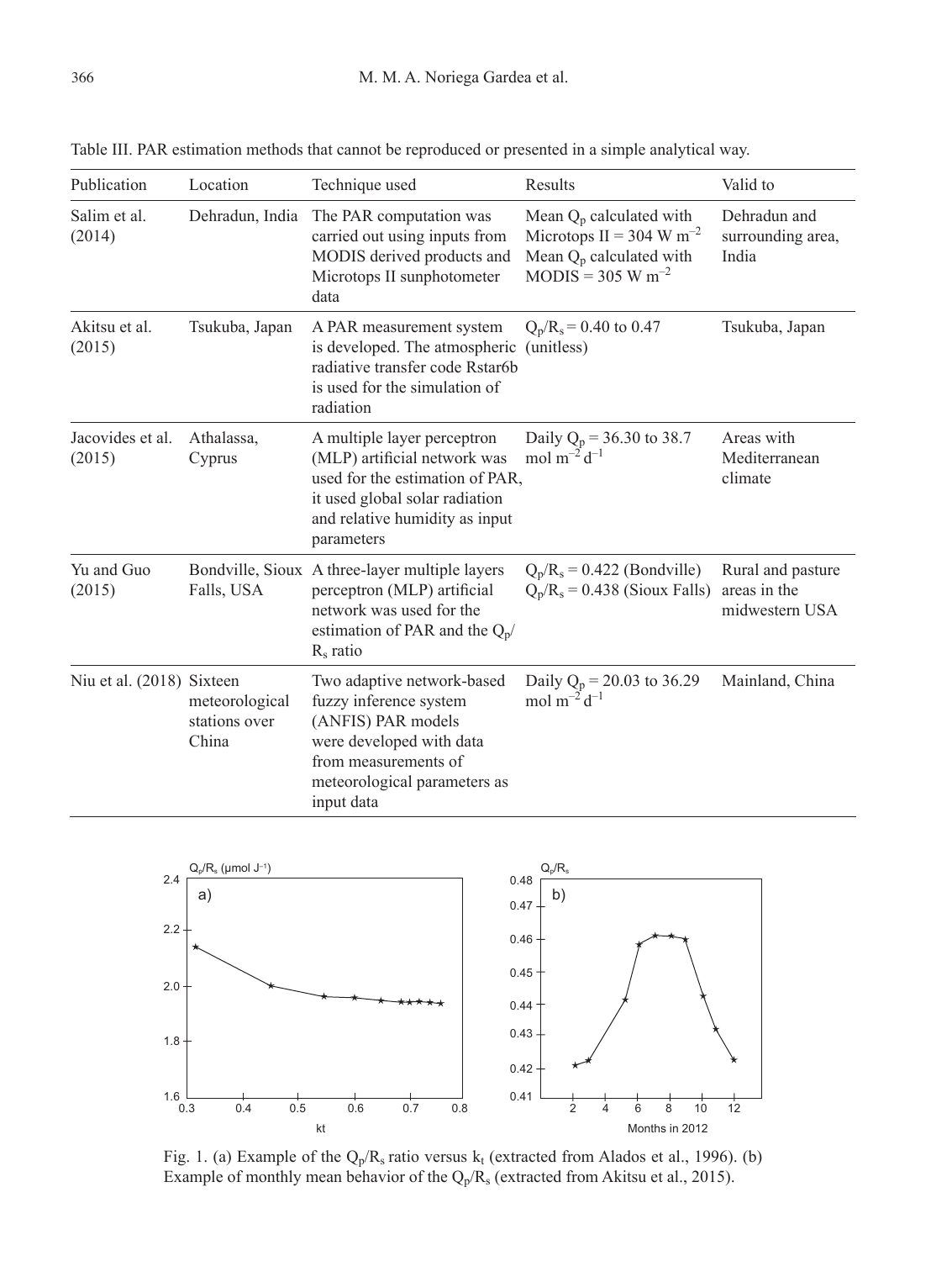Table III. PAR estimation methods that cannot be reproduced or presented in a simple analytical way.

| Publication | Location | Technique used | Results | Valid to |
|---|---|---|---|---|
| Salim et al. (2014) | Dehradun, India | The PAR computation was carried out using inputs from MODIS derived products and Microtops II sunphotometer data | Mean $Q_p$ calculated with Microtops II = 304 W $m^{-2}$ Mean $Q_p$ calculated with MODIS = 305 W $m^{-2}$ | Dehradun and surrounding area, India |
| Akitsu et al. (2015) | Tsukuba, Japan | A PAR measurement system is developed. The atmospheric radiative transfer code Rstar6b is used for the simulation of radiation | $Q_p/R_s$ = 0.40 to 0.47 (unitless) | Tsukuba, Japan |
| Jacovides et al. (2015) | Athalassa, Cyprus | A multiple layer perceptron (MLP) artificial network was used for the estimation of PAR, it used global solar radiation and relative humidity as input parameters | Daily $Q_p$ = 36.30 to 38.7 mol $m^{-2}$ $d^{-1}$ | Areas with Mediterranean climate |
| Yu and Guo (2015) | Bondville, Sioux Falls, USA | A three-layer multiple layers perceptron (MLP) artificial network was used for the estimation of PAR and the $Q_p/R_s$ ratio | $Q_p/R_s$ = 0.422 (Bondville) $Q_p/R_s$ = 0.438 (Sioux Falls) | Rural and pasture areas in the midwestern USA |
| Niu et al. (2018) | Sixteen meteorological stations over China | Two adaptive network-based fuzzy inference system (ANFIS) PAR models were developed with data from measurements of meteorological parameters as input data | Daily $Q_p$ = 20.03 to 36.29 mol $m^{-2}$ $d^{-1}$ | Mainland, China |

Fig. 1. (a) Example of the $Q_p/R_s$ ratio versus $k_t$ (extracted from Alados et al., 1996). (b) Example of monthly mean behavior of the $Q_p/R_s$ (extracted from Akitsu et al., 2015).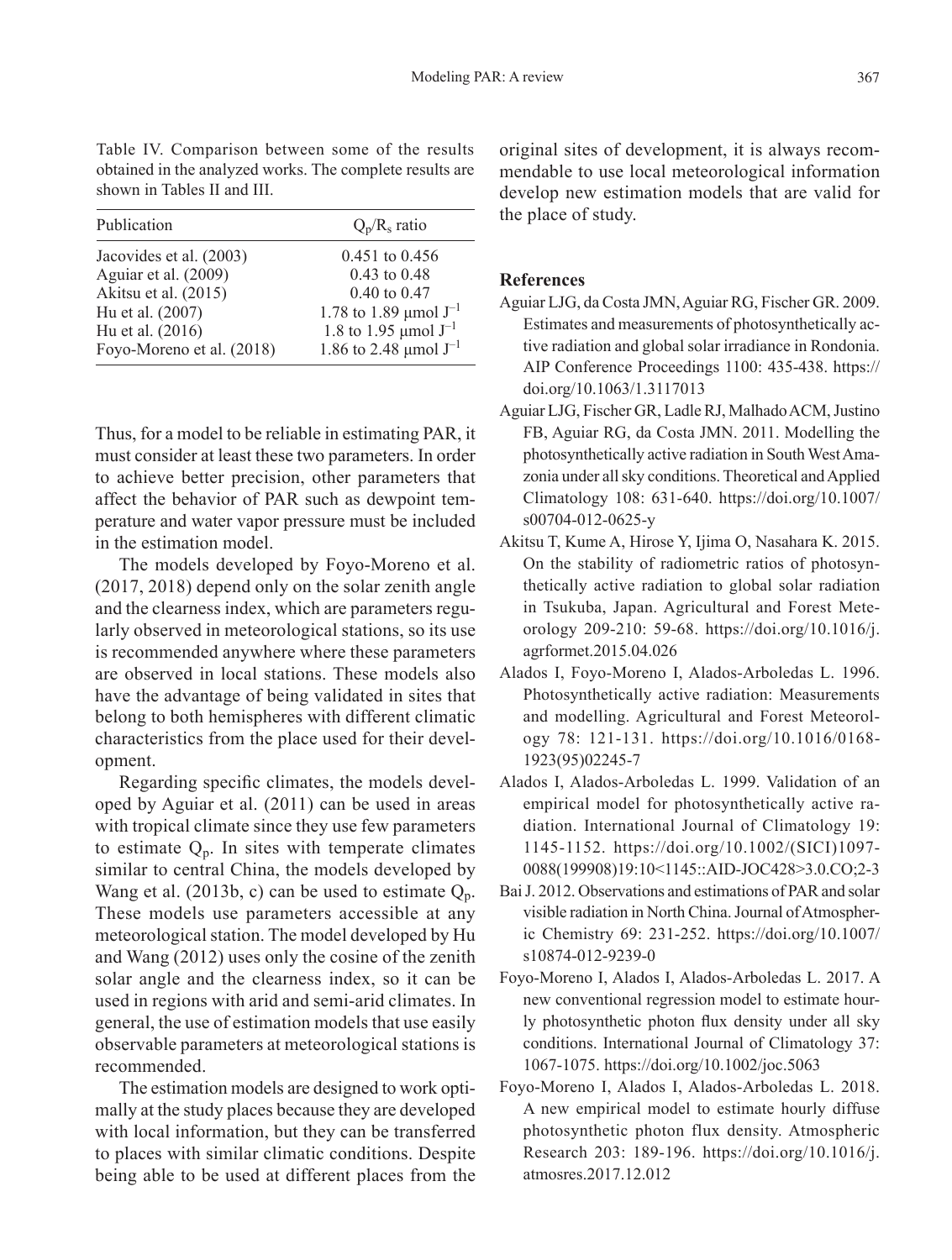Table IV. Comparison between some of the results obtained in the analyzed works. The complete results are shown in Tables II and III.

| Publication | $Q_p/R_s$ ratio |
|---|---|
| Jacovides et al. (2003) | 0.451 to 0.456 |
| Aguiar et al. (2009) | 0.43 to 0.48 |
| Akitsu et al. (2015) | 0.40 to 0.47 |
| Hu et al. (2007) | 1.78 to 1.89 μmol $J^{-1}$ |
| Hu et al. (2016) | 1.8 to 1.95 μmol $J^{-1}$ |
| Foyo-Moreno et al. (2018) | 1.86 to 2.48 μmol $J^{-1}$ |

Thus, for a model to be reliable in estimating PAR, it must consider at least these two parameters. In order to achieve better precision, other parameters that affect the behavior of PAR such as dewpoint temperature and water vapor pressure must be included in the estimation model.

The models developed by Foyo-Moreno et al. (2017, 2018) depend only on the solar zenith angle and the clearness index, which are parameters regularly observed in meteorological stations, so its use is recommended anywhere where these parameters are observed in local stations. These models also have the advantage of being validated in sites that belong to both hemispheres with different climatic characteristics from the place used for their development.

Regarding specific climates, the models developed by Aguiar et al. (2011) can be used in areas with tropical climate since they use few parameters to estimate $Q_p$. In sites with temperate climates similar to central China, the models developed by Wang et al. (2013b, c) can be used to estimate $Q_p$. These models use parameters accessible at any meteorological station. The model developed by Hu and Wang (2012) uses only the cosine of the zenith solar angle and the clearness index, so it can be used in regions with arid and semi-arid climates. In general, the use of estimation models that use easily observable parameters at meteorological stations is recommended.

The estimation models are designed to work optimally at the study places because they are developed with local information, but they can be transferred to places with similar climatic conditions. Despite being able to be used at different places from the original sites of development, it is always recommendable to use local meteorological information develop new estimation models that are valid for the place of study.

## References

Aguiar LJG, da Costa JMN, Aguiar RG, Fischer GR. 2009. Estimates and measurements of photosynthetically active radiation and global solar irradiance in Rondonia. AIP Conference Proceedings 1100: 435-438. https://doi.org/10.1063/1.3117013

Aguiar LJG, Fischer GR, Ladle RJ, Malhado ACM, Justino FB, Aguiar RG, da Costa JMN. 2011. Modelling the photosynthetically active radiation in South West Amazonia under all sky conditions. Theoretical and Applied Climatology 108: 631-640. https://doi.org/10.1007/s00704-012-0625-y

Akitsu T, Kume A, Hirose Y, Ijima O, Nasahara K. 2015. On the stability of radiometric ratios of photosynthetically active radiation to global solar radiation in Tsukuba, Japan. Agricultural and Forest Meteorology 209-210: 59-68. https://doi.org/10.1016/j.agrformet.2015.04.026

Alados I, Foyo-Moreno I, Alados-Arboledas L. 1996. Photosynthetically active radiation: Measurements and modelling. Agricultural and Forest Meteorology 78: 121-131. https://doi.org/10.1016/0168-1923(95)02245-7

Alados I, Alados-Arboledas L. 1999. Validation of an empirical model for photosynthetically active radiation. International Journal of Climatology 19: 1145-1152. https://doi.org/10.1002/(SICI)1097-0088(199908)19:10<1145::AID-JOC428>3.0.CO;2-3

Bai J. 2012. Observations and estimations of PAR and solar visible radiation in North China. Journal of Atmospheric Chemistry 69: 231-252. https://doi.org/10.1007/s10874-012-9239-0

Foyo-Moreno I, Alados I, Alados-Arboledas L. 2017. A new conventional regression model to estimate hourly photosynthetic photon flux density under all sky conditions. International Journal of Climatology 37: 1067-1075. https://doi.org/10.1002/joc.5063

Foyo-Moreno I, Alados I, Alados-Arboledas L. 2018. A new empirical model to estimate hourly diffuse photosynthetic photon flux density. Atmospheric Research 203: 189-196. https://doi.org/10.1016/j.atmosres.2017.12.012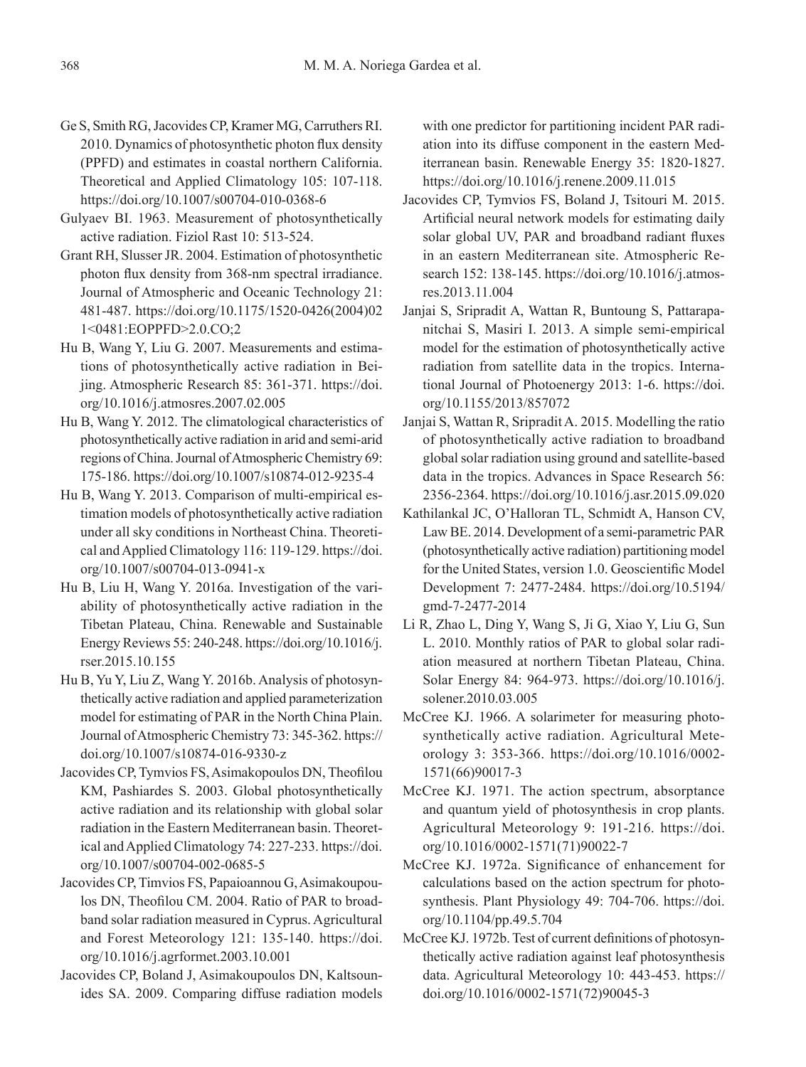Ge S, Smith RG, Jacovides CP, Kramer MG, Carruthers RI. 2010. Dynamics of photosynthetic photon flux density (PPFD) and estimates in coastal northern California. Theoretical and Applied Climatology 105: 107-118. https://doi.org/10.1007/s00704-010-0368-6

Gulyaev BI. 1963. Measurement of photosynthetically active radiation. Fiziol Rast 10: 513-524.

Grant RH, Slusser JR. 2004. Estimation of photosynthetic photon flux density from 368-nm spectral irradiance. Journal of Atmospheric and Oceanic Technology 21: 481-487. https://doi.org/10.1175/1520-0426(2004)021<0481:EOPPFD>2.0.CO;2

Hu B, Wang Y, Liu G. 2007. Measurements and estimations of photosynthetically active radiation in Beijing. Atmospheric Research 85: 361-371. https://doi.org/10.1016/j.atmosres.2007.02.005

Hu B, Wang Y. 2012. The climatological characteristics of photosynthetically active radiation in arid and semi-arid regions of China. Journal of Atmospheric Chemistry 69: 175-186. https://doi.org/10.1007/s10874-012-9235-4

Hu B, Wang Y. 2013. Comparison of multi-empirical estimation models of photosynthetically active radiation under all sky conditions in Northeast China. Theoretical and Applied Climatology 116: 119-129. https://doi.org/10.1007/s00704-013-0941-x

Hu B, Liu H, Wang Y. 2016a. Investigation of the variability of photosynthetically active radiation in the Tibetan Plateau, China. Renewable and Sustainable Energy Reviews 55: 240-248. https://doi.org/10.1016/j.rser.2015.10.155

Hu B, Yu Y, Liu Z, Wang Y. 2016b. Analysis of photosynthetically active radiation and applied parameterization model for estimating of PAR in the North China Plain. Journal of Atmospheric Chemistry 73: 345-362. https://doi.org/10.1007/s10874-016-9330-z

Jacovides CP, Tymvios FS, Asimakopoulos DN, Theofilou KM, Pashiardes S. 2003. Global photosynthetically active radiation and its relationship with global solar radiation in the Eastern Mediterranean basin. Theoretical and Applied Climatology 74: 227-233. https://doi.org/10.1007/s00704-002-0685-5

Jacovides CP, Timvios FS, Papaioannou G, Asimakoupoulos DN, Theofilou CM. 2004. Ratio of PAR to broadband solar radiation measured in Cyprus. Agricultural and Forest Meteorology 121: 135-140. https://doi.org/10.1016/j.agrformet.2003.10.001

Jacovides CP, Boland J, Asimakoupoulos DN, Kaltsounides SA. 2009. Comparing diffuse radiation models with one predictor for partitioning incident PAR radiation into its diffuse component in the eastern Mediterranean basin. Renewable Energy 35: 1820-1827. https://doi.org/10.1016/j.renene.2009.11.015

Jacovides CP, Tymvios FS, Boland J, Tsitouri M. 2015. Artificial neural network models for estimating daily solar global UV, PAR and broadband radiant fluxes in an eastern Mediterranean site. Atmospheric Research 152: 138-145. https://doi.org/10.1016/j.atmosres.2013.11.004

Janjai S, Sripradit A, Wattan R, Buntoung S, Pattarapanitchai S, Masiri I. 2013. A simple semi-empirical model for the estimation of photosynthetically active radiation from satellite data in the tropics. International Journal of Photoenergy 2013: 1-6. https://doi.org/10.1155/2013/857072

Janjai S, Wattan R, Sripradit A. 2015. Modelling the ratio of photosynthetically active radiation to broadband global solar radiation using ground and satellite-based data in the tropics. Advances in Space Research 56: 2356-2364. https://doi.org/10.1016/j.asr.2015.09.020

Kathilankal JC, O'Halloran TL, Schmidt A, Hanson CV, Law BE. 2014. Development of a semi-parametric PAR (photosynthetically active radiation) partitioning model for the United States, version 1.0. Geoscientific Model Development 7: 2477-2484. https://doi.org/10.5194/gmd-7-2477-2014

Li R, Zhao L, Ding Y, Wang S, Ji G, Xiao Y, Liu G, Sun L. 2010. Monthly ratios of PAR to global solar radiation measured at northern Tibetan Plateau, China. Solar Energy 84: 964-973. https://doi.org/10.1016/j.solener.2010.03.005

McCree KJ. 1966. A solarimeter for measuring photosynthetically active radiation. Agricultural Meteorology 3: 353-366. https://doi.org/10.1016/0002-1571(66)90017-3

McCree KJ. 1971. The action spectrum, absorptance and quantum yield of photosynthesis in crop plants. Agricultural Meteorology 9: 191-216. https://doi.org/10.1016/0002-1571(71)90022-7

McCree KJ. 1972a. Significance of enhancement for calculations based on the action spectrum for photosynthesis. Plant Physiology 49: 704-706. https://doi.org/10.1104/pp.49.5.704

McCree KJ. 1972b. Test of current definitions of photosynthetically active radiation against leaf photosynthesis data. Agricultural Meteorology 10: 443-453. https://doi.org/10.1016/0002-1571(72)90045-3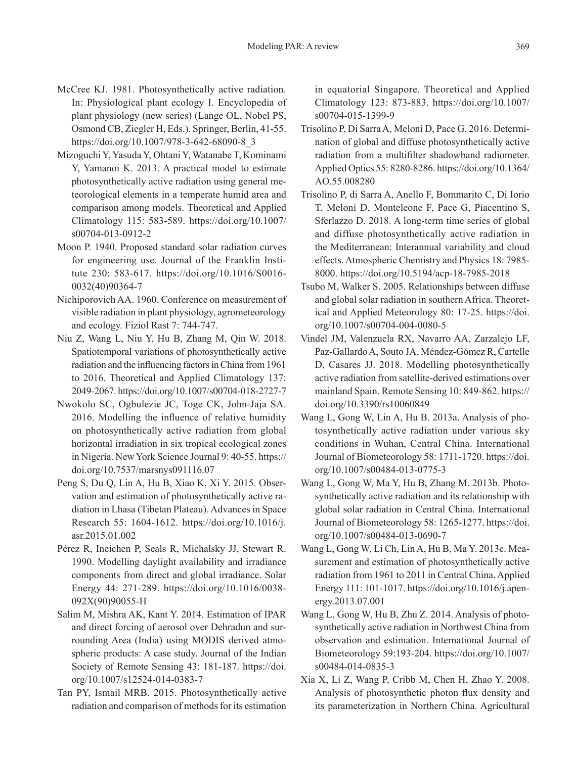McCree KJ. 1981. Photosynthetically active radiation. In: Physiological plant ecology I. Encyclopedia of plant physiology (new series) (Lange OL, Nobel PS, Osmond CB, Ziegler H, Eds.). Springer, Berlin, 41-55. https://doi.org/10.1007/978-3-642-68090-8_3

Mizoguchi Y, Yasuda Y, Ohtani Y, Watanabe T, Kominami Y, Yamanoi K. 2013. A practical model to estimate photosynthetically active radiation using general meteorological elements in a temperate humid area and comparison among models. Theoretical and Applied Climatology 115: 583-589. https://doi.org/10.1007/s00704-013-0912-2

Moon P. 1940. Proposed standard solar radiation curves for engineering use. Journal of the Franklin Institute 230: 583-617. https://doi.org/10.1016/S0016-0032(40)90364-7

Nichiporovich AA. 1960. Conference on measurement of visible radiation in plant physiology, agrometeorology and ecology. Fiziol Rast 7: 744-747.

Niu Z, Wang L, Niu Y, Hu B, Zhang M, Qin W. 2018. Spatiotemporal variations of photosynthetically active radiation and the influencing factors in China from 1961 to 2016. Theoretical and Applied Climatology 137: 2049-2067. https://doi.org/10.1007/s00704-018-2727-7

Nwokolo SC, Ogbulezie JC, Toge CK, John-Jaja SA. 2016. Modelling the influence of relative humidity on photosynthetically active radiation from global horizontal irradiation in six tropical ecological zones in Nigeria. New York Science Journal 9: 40-55. https://doi.org/10.7537/marsnys091116.07

Peng S, Du Q, Lin A, Hu B, Xiao K, Xi Y. 2015. Observation and estimation of photosynthetically active radiation in Lhasa (Tibetan Plateau). Advances in Space Research 55: 1604-1612. https://doi.org/10.1016/j.asr.2015.01.002

Pérez R, Ineichen P, Seals R, Michalsky JJ, Stewart R. 1990. Modelling daylight availability and irradiance components from direct and global irradiance. Solar Energy 44: 271-289. https://doi.org/10.1016/0038-092X(90)90055-H

Salim M, Mishra AK, Kant Y. 2014. Estimation of IPAR and direct forcing of aerosol over Dehradun and surrounding Area (India) using MODIS derived atmospheric products: A case study. Journal of the Indian Society of Remote Sensing 43: 181-187. https://doi.org/10.1007/s12524-014-0383-7

Tan PY, Ismail MRB. 2015. Photosynthetically active radiation and comparison of methods for its estimation in equatorial Singapore. Theoretical and Applied Climatology 123: 873-883. https://doi.org/10.1007/s00704-015-1399-9

Trisolino P, Di Sarra A, Meloni D, Pace G. 2016. Determination of global and diffuse photosynthetically active radiation from a multifilter shadowband radiometer. Applied Optics 55: 8280-8286. https://doi.org/10.1364/AO.55.008280

Trisolino P, di Sarra A, Anello F, Bommarito C, Di Iorio T, Meloni D, Monteleone F, Pace G, Piacentino S, Sferlazzo D. 2018. A long-term time series of global and diffuse photosynthetically active radiation in the Mediterranean: Interannual variability and cloud effects. Atmospheric Chemistry and Physics 18: 7985-8000. https://doi.org/10.5194/acp-18-7985-2018

Tsubo M, Walker S. 2005. Relationships between diffuse and global solar radiation in southern Africa. Theoretical and Applied Meteorology 80: 17-25. https://doi.org/10.1007/s00704-004-0080-5

Vindel JM, Valenzuela RX, Navarro AA, Zarzalejo LF, Paz-Gallardo A, Souto JA, Méndez-Gómez R, Cartelle D, Casares JJ. 2018. Modelling photosynthetically active radiation from satellite-derived estimations over mainland Spain. Remote Sensing 10: 849-862. https://doi.org/10.3390/rs10060849

Wang L, Gong W, Lin A, Hu B. 2013a. Analysis of photosynthetically active radiation under various sky conditions in Wuhan, Central China. International Journal of Biometeorology 58: 1711-1720. https://doi.org/10.1007/s00484-013-0775-3

Wang L, Gong W, Ma Y, Hu B, Zhang M. 2013b. Photosynthetically active radiation and its relationship with global solar radiation in Central China. International Journal of Biometeorology 58: 1265-1277. https://doi.org/10.1007/s00484-013-0690-7

Wang L, Gong W, Li Ch, Lin A, Hu B, Ma Y. 2013c. Measurement and estimation of photosynthetically active radiation from 1961 to 2011 in Central China. Applied Energy 111: 101-1017. https://doi.org/10.1016/j.apenergy.2013.07.001

Wang L, Gong W, Hu B, Zhu Z. 2014. Analysis of photosynthetically active radiation in Northwest China from observation and estimation. International Journal of Biometeorology 59:193-204. https://doi.org/10.1007/s00484-014-0835-3

Xia X, Li Z, Wang P, Cribb M, Chen H, Zhao Y. 2008. Analysis of photosynthetic photon flux density and its parameterization in Northern China. Agricultural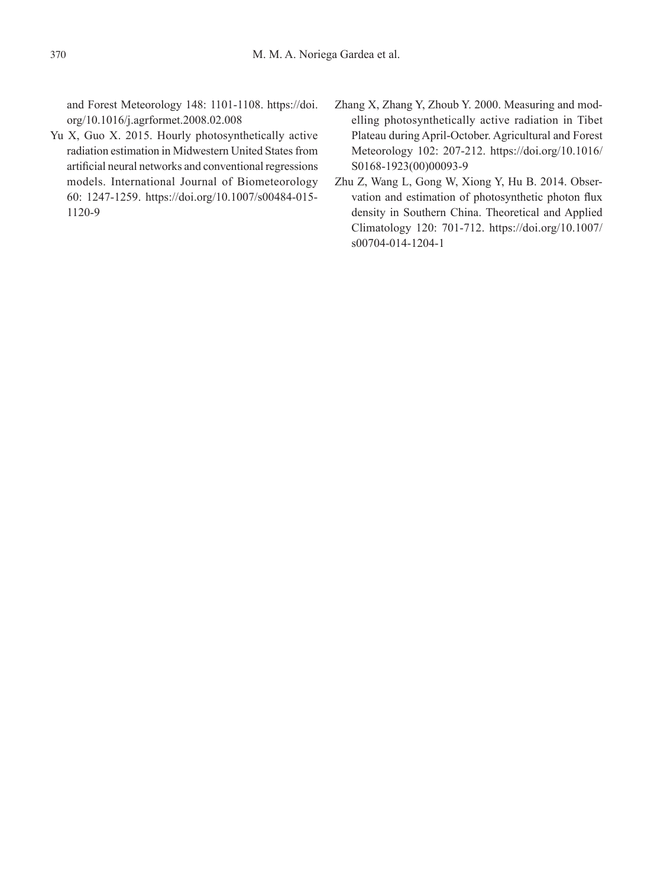and Forest Meteorology 148: 1101-1108. https://doi.org/10.1016/j.agrformet.2008.02.008

Yu X, Guo X. 2015. Hourly photosynthetically active radiation estimation in Midwestern United States from artificial neural networks and conventional regressions models. International Journal of Biometeorology 60: 1247-1259. https://doi.org/10.1007/s00484-015-1120-9

Zhang X, Zhang Y, Zhoub Y. 2000. Measuring and modelling photosynthetically active radiation in Tibet Plateau during April-October. Agricultural and Forest Meteorology 102: 207-212. https://doi.org/10.1016/S0168-1923(00)00093-9

Zhu Z, Wang L, Gong W, Xiong Y, Hu B. 2014. Observation and estimation of photosynthetic photon flux density in Southern China. Theoretical and Applied Climatology 120: 701-712. https://doi.org/10.1007/s00704-014-1204-1